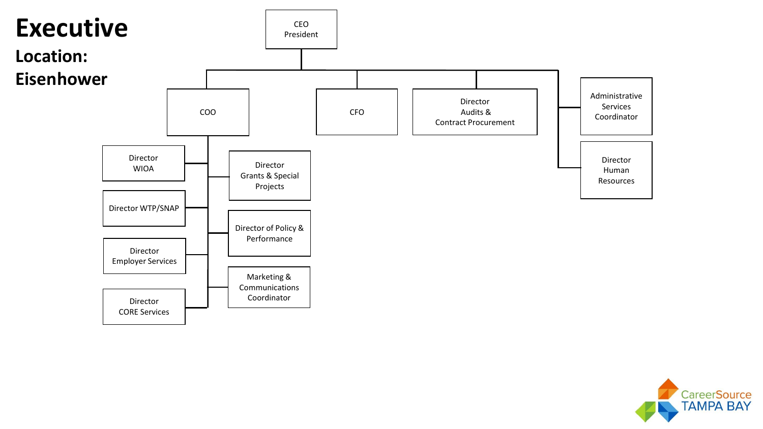# Executive

## Location: Eisenhower

- CEO President
  - COO
    - Director WIOA
    - Director WTP/SNAP
    - Director Employer Services
    - Director CORE Services
    - Director Grants & Special Projects
    - Director of Policy & Performance
    - Marketing & Communications Coordinator
  - CFO
  - Director Audits & Contract Procurement
  - Administrative Services Coordinator
  - Director Human Resources

CareerSource TAMPA BAY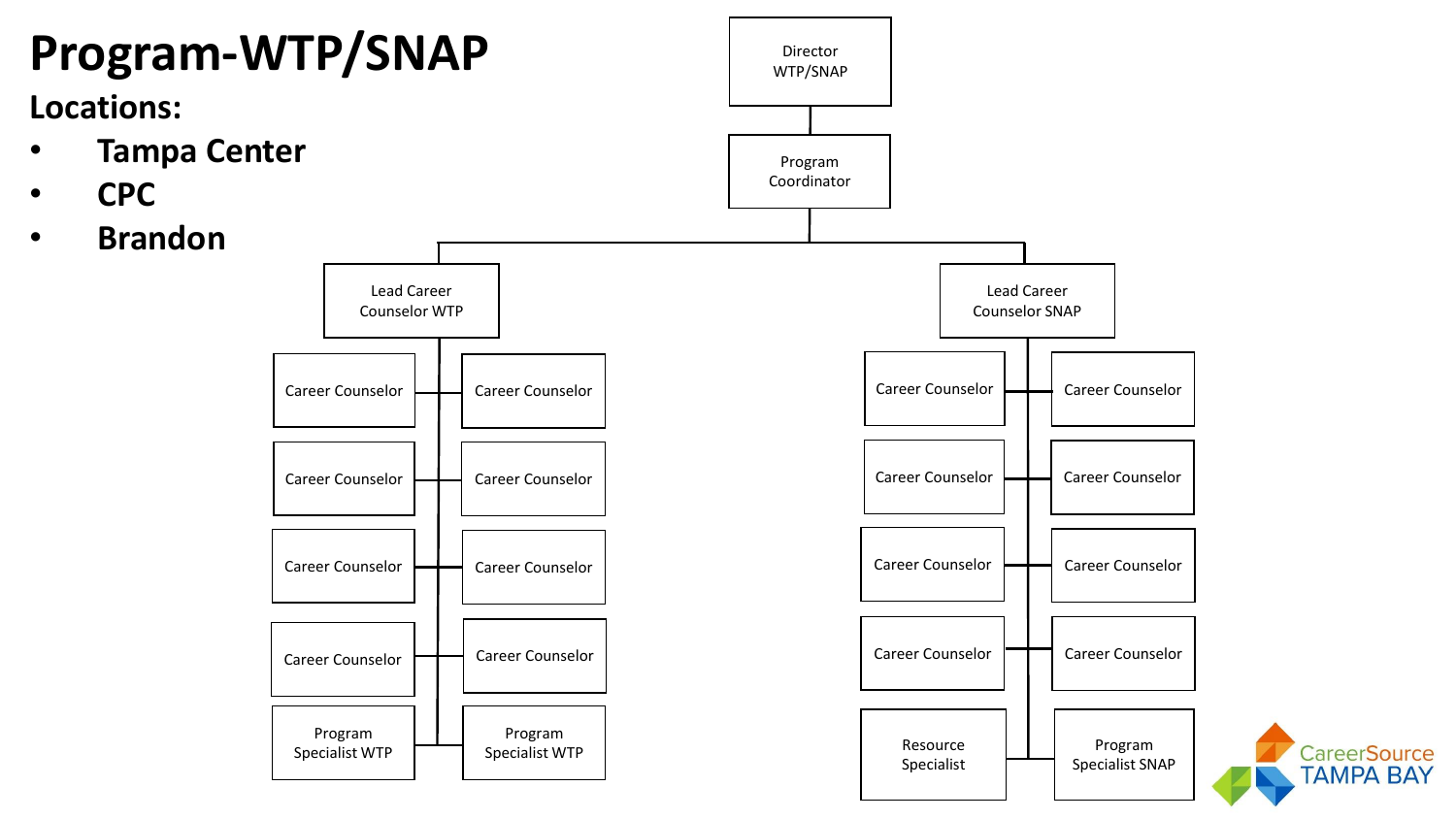# Program-WTP/SNAP

**Locations:**

- **Tampa Center**
- **CPC**
- **Brandon**

- Director WTP/SNAP
  - Program Coordinator
    - Lead Career Counselor WTP
      - Career Counselor
      - Career Counselor
      - Career Counselor
      - Career Counselor
      - Career Counselor
      - Career Counselor
      - Career Counselor
      - Career Counselor
      - Program Specialist WTP
      - Program Specialist WTP
    - Lead Career Counselor SNAP
      - Career Counselor
      - Career Counselor
      - Career Counselor
      - Career Counselor
      - Career Counselor
      - Career Counselor
      - Career Counselor
      - Career Counselor
      - Resource Specialist
      - Program Specialist SNAP

CareerSource TAMPA BAY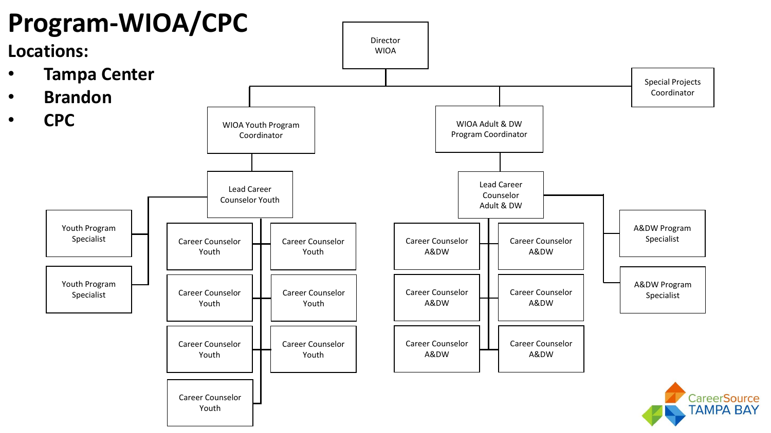# Program-WIOA/CPC

## Locations:

- **Tampa Center**
- **Brandon**
- **CPC**

- Director WIOA
  - Special Projects Coordinator
  - WIOA Youth Program Coordinator
    - Lead Career Counselor Youth
      - Youth Program Specialist
      - Youth Program Specialist
      - Career Counselor Youth
      - Career Counselor Youth
      - Career Counselor Youth
      - Career Counselor Youth
      - Career Counselor Youth
      - Career Counselor Youth
      - Career Counselor Youth
  - WIOA Adult & DW Program Coordinator
    - Lead Career Counselor Adult & DW
      - Career Counselor A&DW
      - Career Counselor A&DW
      - Career Counselor A&DW
      - Career Counselor A&DW
      - Career Counselor A&DW
      - Career Counselor A&DW
      - A&DW Program Specialist
      - A&DW Program Specialist

CareerSource TAMPA BAY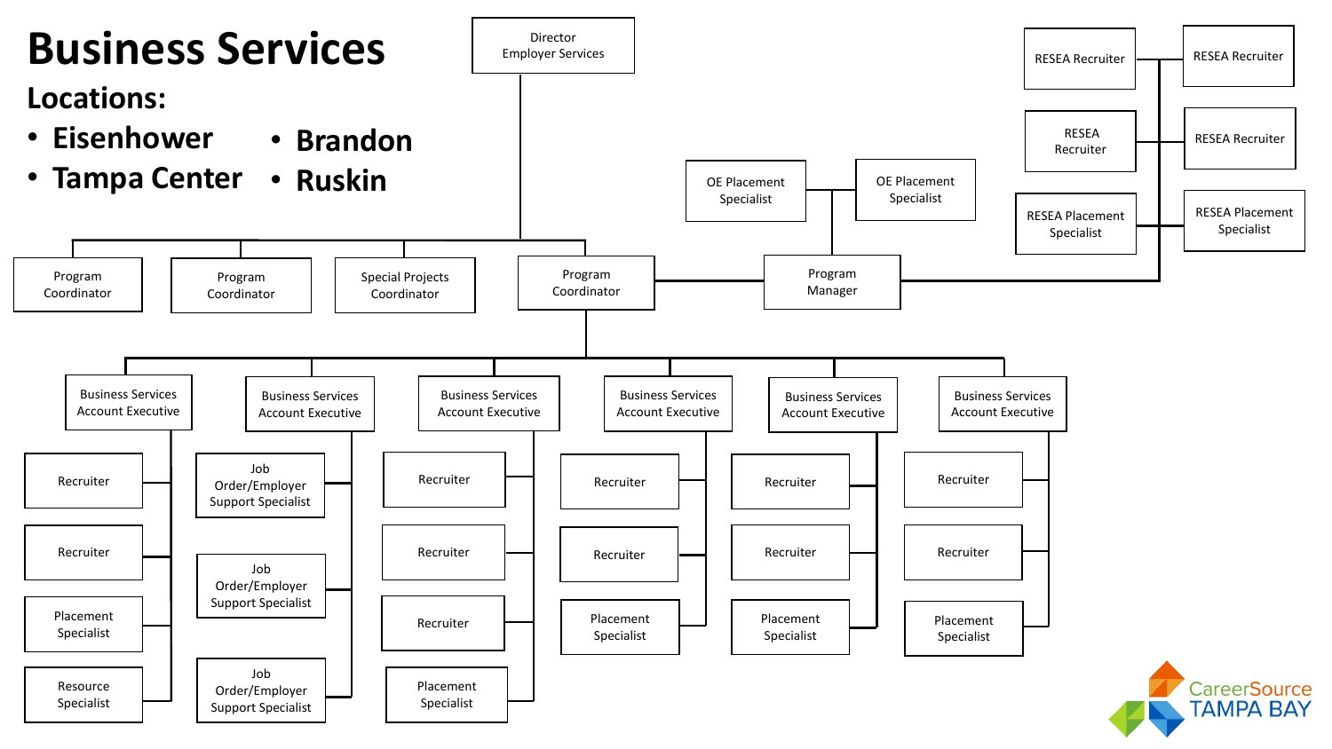# Business Services

## Locations:

- Eisenhower
- Tampa Center
- Brandon
- Ruskin

- Director Employer Services
  - Program Coordinator
  - Program Coordinator
  - Special Projects Coordinator
  - Program Coordinator
    - Program Manager
      - OE Placement Specialist
      - OE Placement Specialist
      - RESEA Recruiter
      - RESEA Recruiter
      - RESEA Recruiter
      - RESEA Recruiter
      - RESEA Placement Specialist
      - RESEA Placement Specialist
    - Business Services Account Executive
      - Recruiter
      - Recruiter
      - Placement Specialist
      - Resource Specialist
    - Business Services Account Executive
      - Job Order/Employer Support Specialist
      - Job Order/Employer Support Specialist
      - Job Order/Employer Support Specialist
    - Business Services Account Executive
      - Recruiter
      - Recruiter
      - Recruiter
      - Placement Specialist
    - Business Services Account Executive
      - Recruiter
      - Recruiter
      - Placement Specialist
    - Business Services Account Executive
      - Recruiter
      - Recruiter
      - Placement Specialist
    - Business Services Account Executive
      - Recruiter
      - Recruiter
      - Placement Specialist

CareerSource TAMPA BAY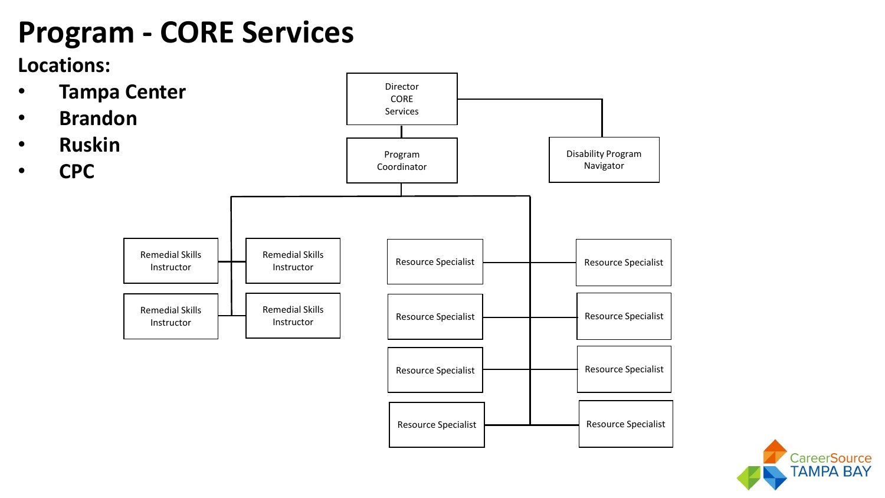# Program - CORE Services

## Locations:

- Tampa Center
- Brandon
- Ruskin
- CPC

Director CORE Services

- Program Coordinator
  - Remedial Skills Instructor
  - Remedial Skills Instructor
  - Remedial Skills Instructor
  - Remedial Skills Instructor
  - Resource Specialist
  - Resource Specialist
  - Resource Specialist
  - Resource Specialist
  - Resource Specialist
  - Resource Specialist
  - Resource Specialist
  - Resource Specialist
- Disability Program Navigator

CareerSource TAMPA BAY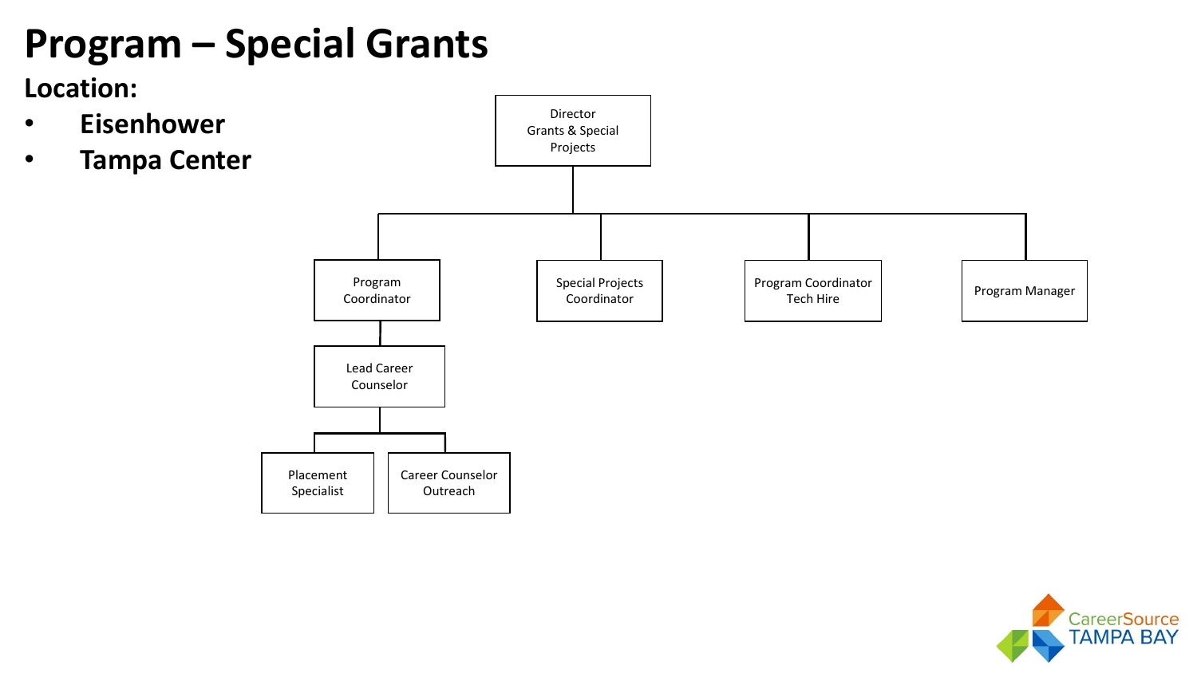# Program – Special Grants

**Location:**

- **Eisenhower**
- **Tampa Center**

- Director Grants & Special Projects
  - Program Coordinator
    - Lead Career Counselor
      - Placement Specialist
      - Career Counselor Outreach
  - Special Projects Coordinator
  - Program Coordinator Tech Hire
  - Program Manager

CareerSource TAMPA BAY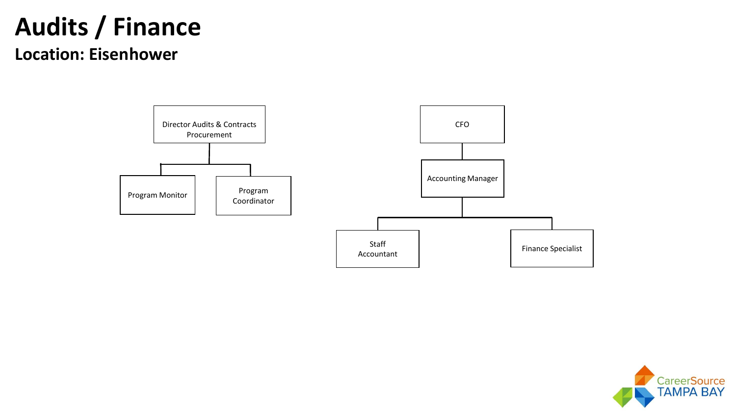# Audits / Finance

## Location: Eisenhower

- Director Audits & Contracts Procurement
  - Program Monitor
  - Program Coordinator

- CFO
  - Accounting Manager
    - Staff Accountant
    - Finance Specialist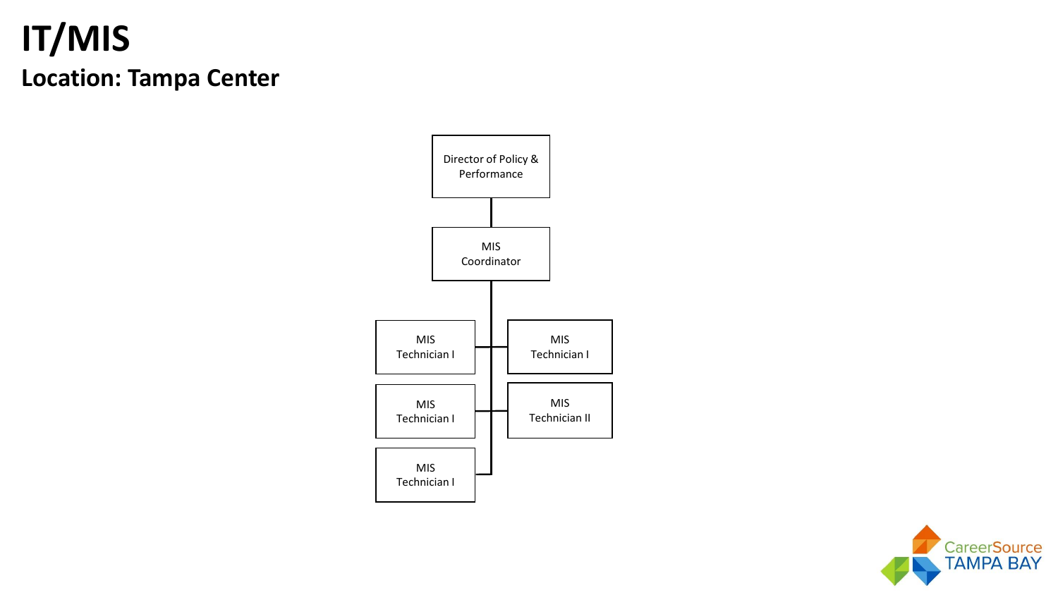# IT/MIS

## Location: Tampa Center

- Director of Policy & Performance
  - MIS Coordinator
    - MIS Technician I
    - MIS Technician I
    - MIS Technician I
    - MIS Technician I
    - MIS Technician II

CareerSource TAMPA BAY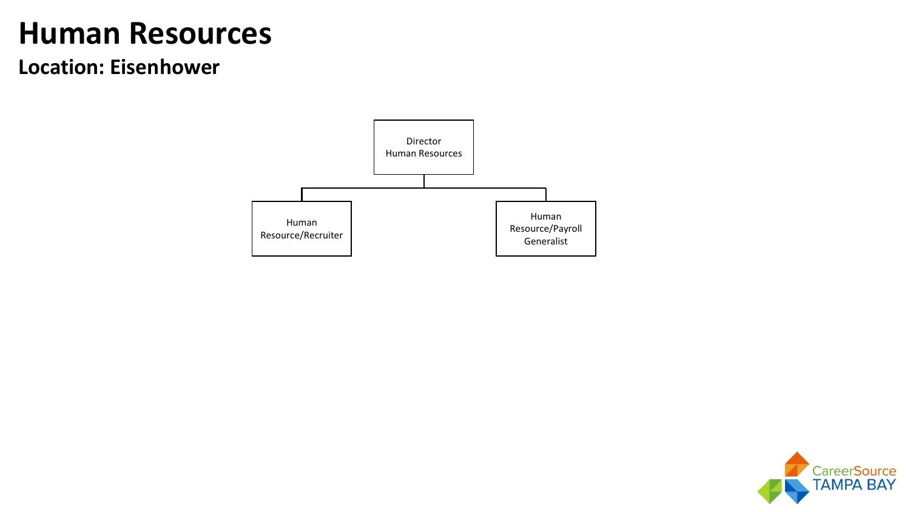# Human Resources

## Location: Eisenhower

- Director Human Resources
  - Human Resource/Recruiter
  - Human Resource/Payroll Generalist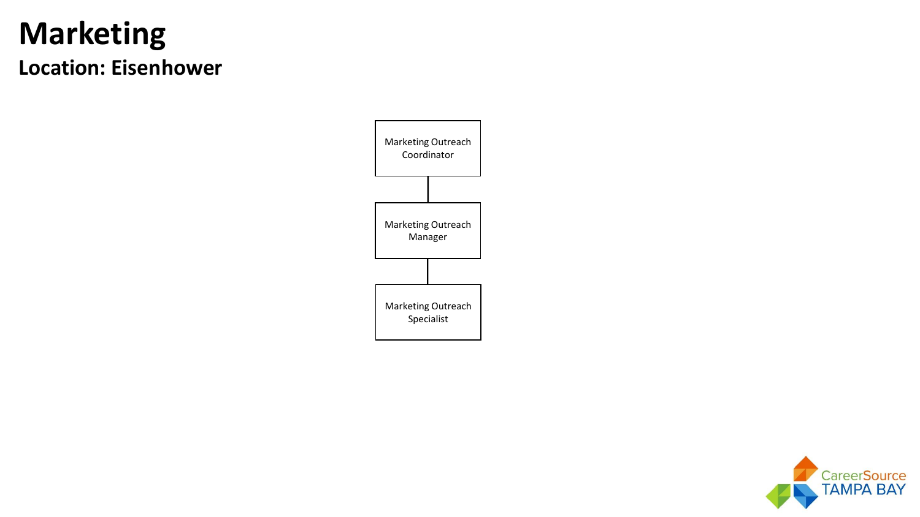# Marketing

## Location: Eisenhower

Marketing Outreach Coordinator

Marketing Outreach Manager

Marketing Outreach Specialist

CareerSource TAMPA BAY